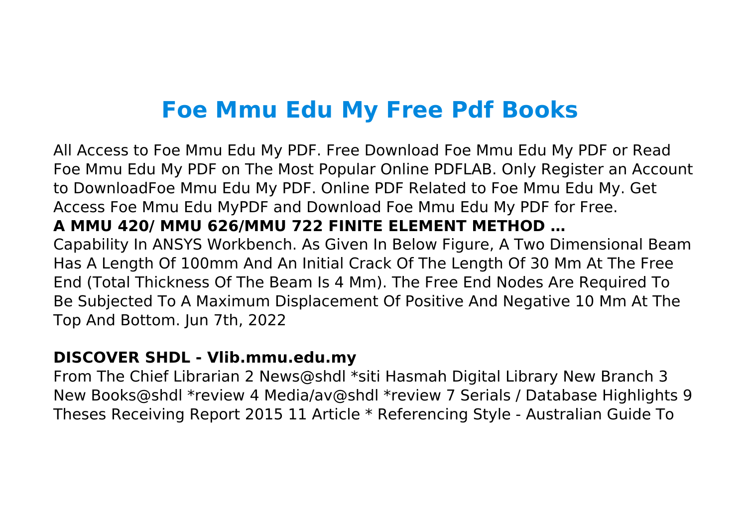# Foe Mmu Edu My Free Pdf Books

All Access to Foe Mmu Edu My PDF. Free Download Foe Mmu Edu My PDF or Read Foe Mmu Edu My PDF on The Most Popular Online PDFLAB. Only Register an Account to DownloadFoe Mmu Edu My PDF. Online PDF Related to Foe Mmu Edu My. Get Access Foe Mmu Edu MyPDF and Download Foe Mmu Edu My PDF for Free.

**A MMU 420/ MMU 626/MMU 722 FINITE ELEMENT METHOD …**

Capability In ANSYS Workbench. As Given In Below Figure, A Two Dimensional Beam Has A Length Of 100mm And An Initial Crack Of The Length Of 30 Mm At The Free End (Total Thickness Of The Beam Is 4 Mm). The Free End Nodes Are Required To Be Subjected To A Maximum Displacement Of Positive And Negative 10 Mm At The Top And Bottom. Jun 7th, 2022

**DISCOVER SHDL - Vlib.mmu.edu.my**

From The Chief Librarian 2 News@shdl *siti Hasmah Digital Library New Branch 3 New Books@shdl *review 4 Media/av@shdl *review 7 Serials / Database Highlights 9 Theses Receiving Report 2015 11 Article * Referencing Style - Australian Guide To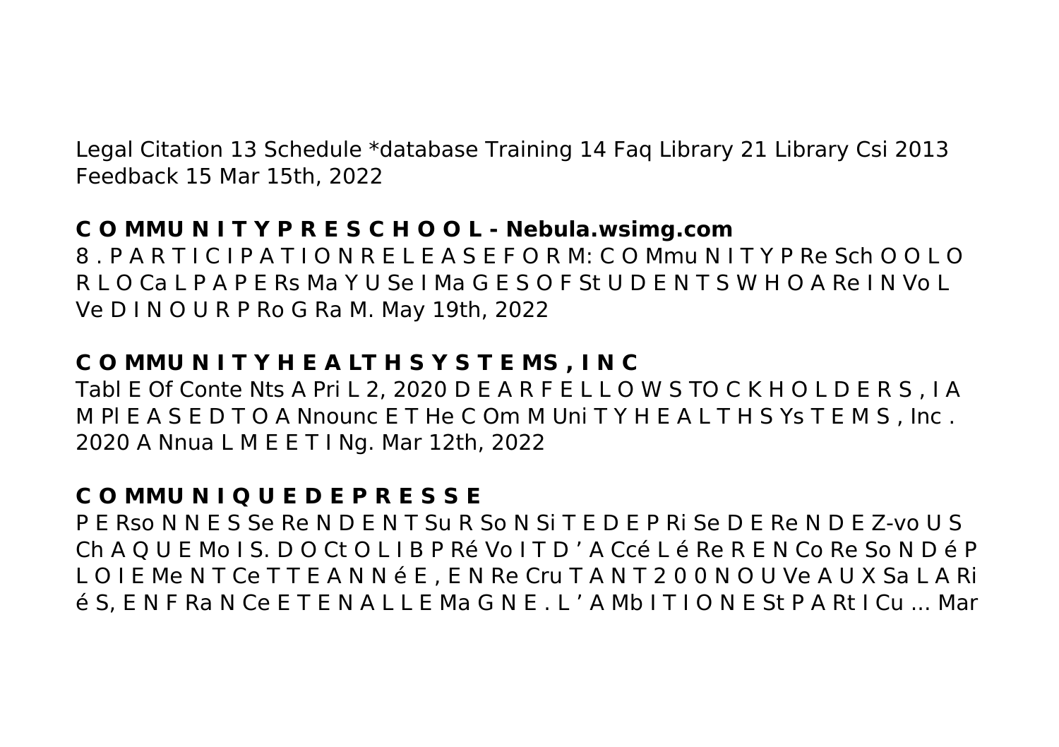Legal Citation 13 Schedule *database Training 14 Faq Library 21 Library Csi 2013 Feedback 15 Mar 15th, 2022

**C O MMU N I T Y P R E S C H O O L - Nebula.wsimg.com**

8 . P A R T I C I P A T I O N R E L E A S E F O R M: C O Mmu N I T Y P Re Sch O O L O R L O Ca L P A P E Rs Ma Y U Se I Ma G E S O F St U D E N T S W H O A Re I N Vo L Ve D I N O U R P Ro G Ra M. May 19th, 2022

**C O MMU N I T Y H E A LT H S Y S T E MS , I N C**

Tabl E Of Conte Nts A Pri L 2, 2020 D E A R F E L L O W S TO C K H O L D E R S , I A M Pl E A S E D T O A Nnounc E T He C Om M Uni T Y H E A L T H S Ys T E M S , Inc . 2020 A Nnua L M E E T I Ng. Mar 12th, 2022

**C O MMU N I Q U E D E P R E S S E**

P E Rso N N E S Se Re N D E N T Su R So N Si T E D E P Ri Se D E Re N D E Z-vo U S Ch A Q U E Mo I S. D O Ct O L I B P Ré Vo I T D ’ A Ccé L é Re R E N Co Re So N D é P L O I E Me N T Ce T T E A N N é E , E N Re Cru T A N T 2 0 0 N O U Ve A U X Sa L A Ri é S, E N F Ra N Ce E T E N A L L E Ma G N E . L ’ A Mb I T I O N E St P A Rt I Cu ... Mar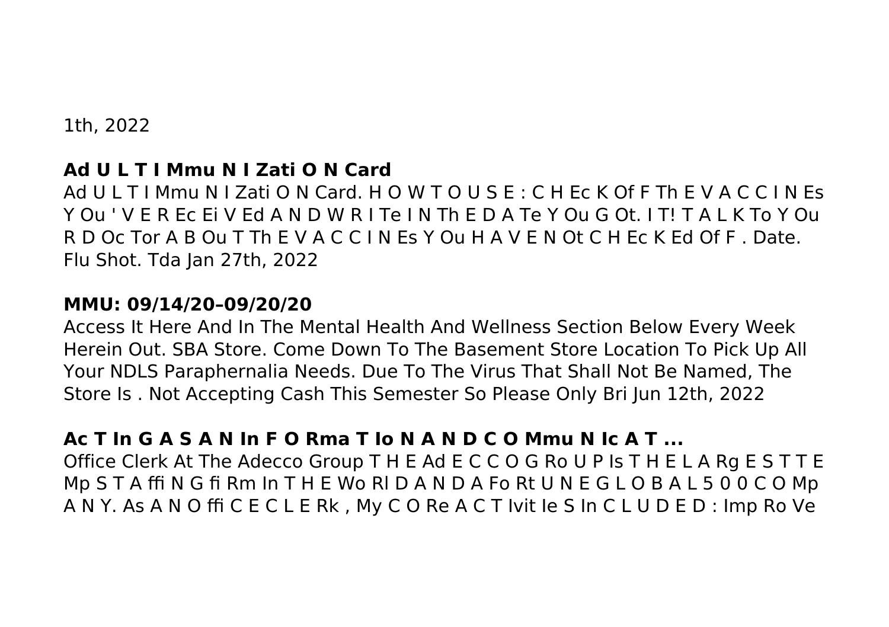1th, 2022

**Ad U L T I Mmu N I Zati O N Card**

Ad U L T I Mmu N I Zati O N Card. H O W T O U S E : C H Ec K Of F Th E V A C C I N Es Y Ou ' V E R Ec Ei V Ed A N D W R I Te I N Th E D A Te Y Ou G Ot. I T! T A L K To Y Ou R D Oc Tor A B Ou T Th E V A C C I N Es Y Ou H A V E N Ot C H Ec K Ed Of F . Date. Flu Shot. Tda Jan 27th, 2022

**MMU: 09/14/20–09/20/20**

Access It Here And In The Mental Health And Wellness Section Below Every Week Herein Out. SBA Store. Come Down To The Basement Store Location To Pick Up All Your NDLS Paraphernalia Needs. Due To The Virus That Shall Not Be Named, The Store Is . Not Accepting Cash This Semester So Please Only Bri Jun 12th, 2022

**Ac T In G A S A N In F O Rma T Io N A N D C O Mmu N Ic A T ...**

Office Clerk At The Adecco Group T H E Ad E C C O G Ro U P Is T H E L A Rg E S T T E Mp S T A ffi N G fi Rm In T H E Wo Rl D A N D A Fo Rt U N E G L O B A L 5 0 0 C O Mp A N Y. As A N O ffi C E C L E Rk , My C O Re A C T Ivit Ie S In C L U D E D : Imp Ro Ve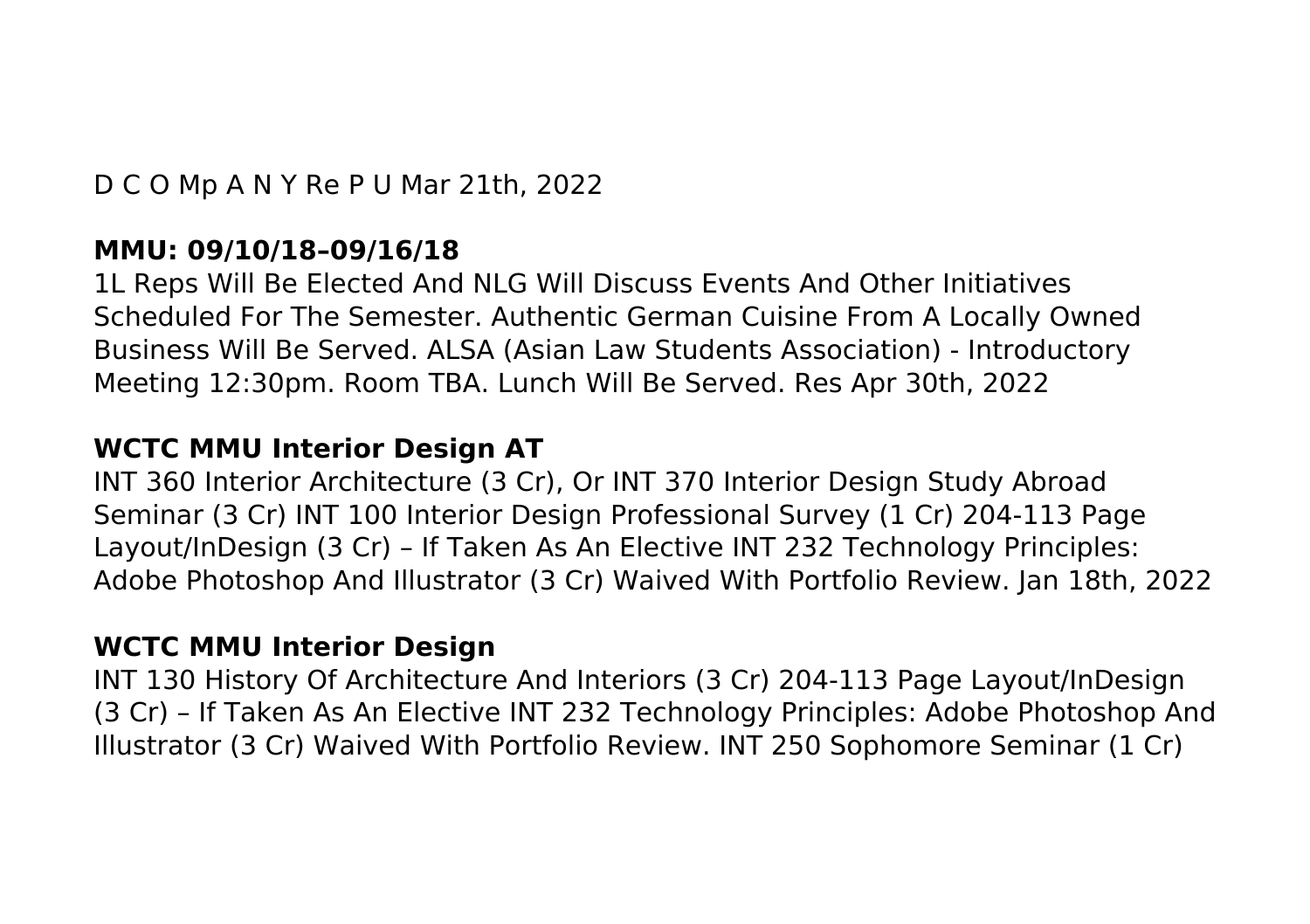D C O Mp A N Y Re P U Mar 21th, 2022

**MMU: 09/10/18–09/16/18**

1L Reps Will Be Elected And NLG Will Discuss Events And Other Initiatives Scheduled For The Semester. Authentic German Cuisine From A Locally Owned Business Will Be Served. ALSA (Asian Law Students Association) - Introductory Meeting 12:30pm. Room TBA. Lunch Will Be Served. Res Apr 30th, 2022

**WCTC MMU Interior Design AT**

INT 360 Interior Architecture (3 Cr), Or INT 370 Interior Design Study Abroad Seminar (3 Cr) INT 100 Interior Design Professional Survey (1 Cr) 204-113 Page Layout/InDesign (3 Cr) – If Taken As An Elective INT 232 Technology Principles: Adobe Photoshop And Illustrator (3 Cr) Waived With Portfolio Review. Jan 18th, 2022

**WCTC MMU Interior Design**

INT 130 History Of Architecture And Interiors (3 Cr) 204-113 Page Layout/InDesign (3 Cr) – If Taken As An Elective INT 232 Technology Principles: Adobe Photoshop And Illustrator (3 Cr) Waived With Portfolio Review. INT 250 Sophomore Seminar (1 Cr)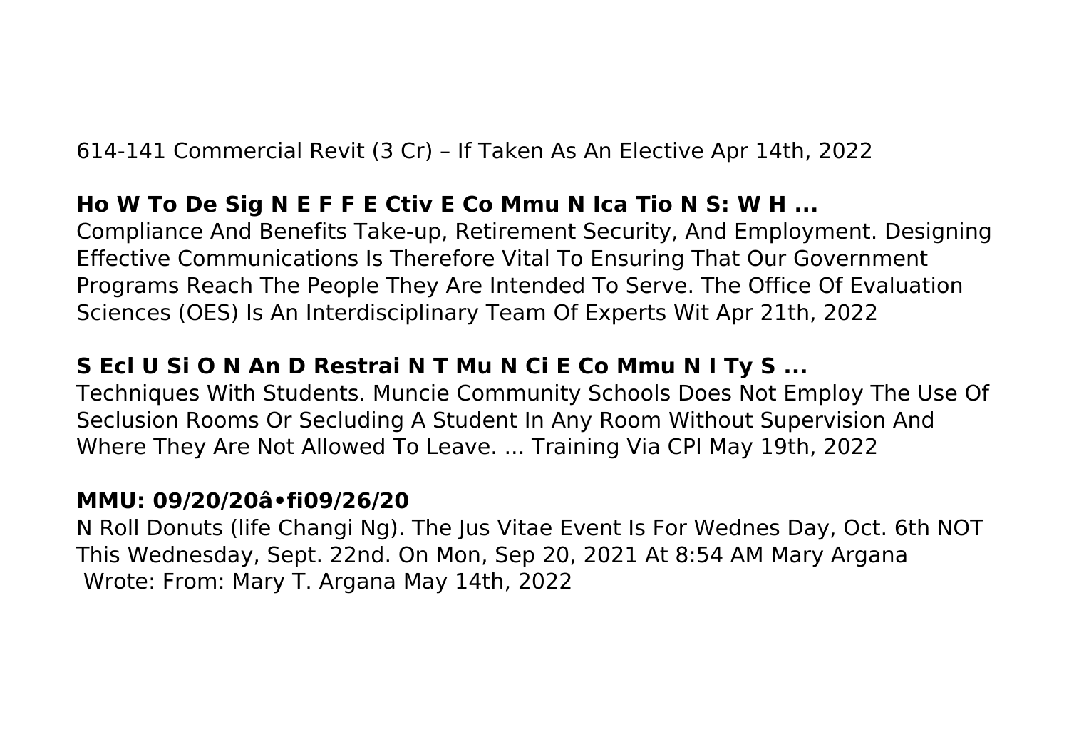614-141 Commercial Revit (3 Cr) – If Taken As An Elective Apr 14th, 2022

**Ho W To De Sig N E F F E Ctiv E Co Mmu N Ica Tio N S: W H ...**

Compliance And Benefits Take-up, Retirement Security, And Employment. Designing Effective Communications Is Therefore Vital To Ensuring That Our Government Programs Reach The People They Are Intended To Serve. The Office Of Evaluation Sciences (OES) Is An Interdisciplinary Team Of Experts Wit Apr 21th, 2022

**S Ecl U Si O N An D Restrai N T Mu N Ci E Co Mmu N I Ty S ...**

Techniques With Students. Muncie Community Schools Does Not Employ The Use Of Seclusion Rooms Or Secluding A Student In Any Room Without Supervision And Where They Are Not Allowed To Leave. ... Training Via CPI May 19th, 2022

**MMU: 09/20/20â•fi09/26/20**

N Roll Donuts (life Changi Ng). The Jus Vitae Event Is For Wednes Day, Oct. 6th NOT This Wednesday, Sept. 22nd. On Mon, Sep 20, 2021 At 8:54 AM Mary Argana Wrote: From: Mary T. Argana May 14th, 2022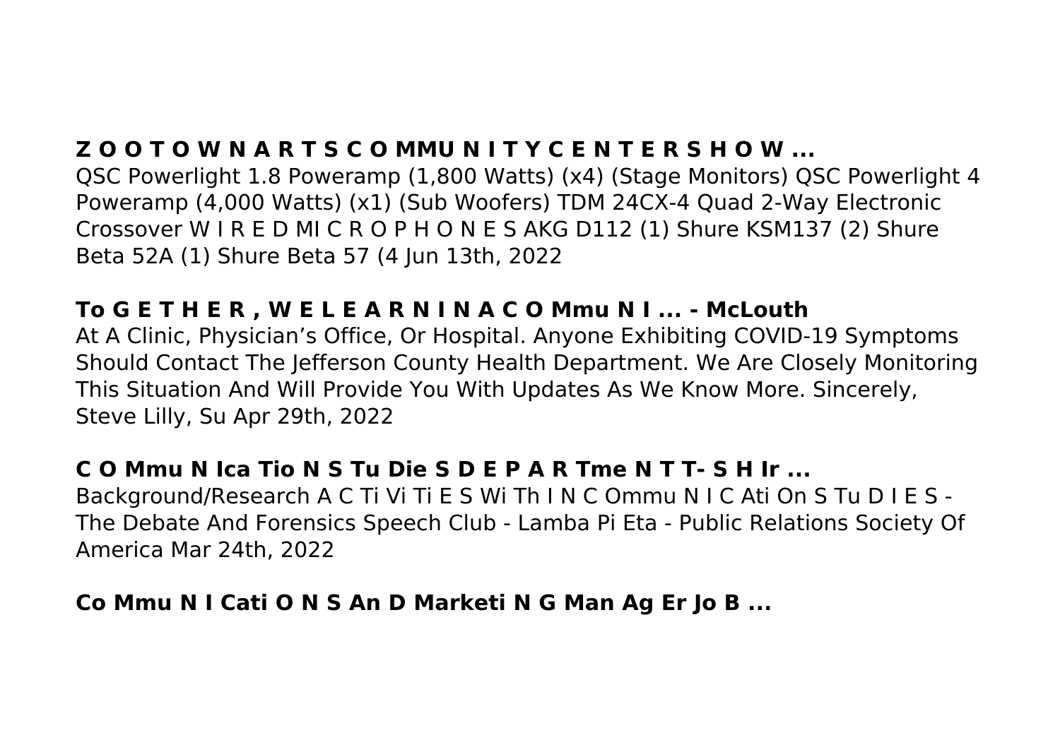**Z O O T O W N A R T S C O MMU N I T Y C E N T E R S H O W ...**

QSC Powerlight 1.8 Poweramp (1,800 Watts) (x4) (Stage Monitors) QSC Powerlight 4 Poweramp (4,000 Watts) (x1) (Sub Woofers) TDM 24CX-4 Quad 2-Way Electronic Crossover W I R E D MI C R O P H O N E S AKG D112 (1) Shure KSM137 (2) Shure Beta 52A (1) Shure Beta 57 (4 Jun 13th, 2022

**To G E T H E R , W E L E A R N I N A C O Mmu N I ... - McLouth**

At A Clinic, Physician's Office, Or Hospital. Anyone Exhibiting COVID-19 Symptoms Should Contact The Jefferson County Health Department. We Are Closely Monitoring This Situation And Will Provide You With Updates As We Know More. Sincerely, Steve Lilly, Su Apr 29th, 2022

**C O Mmu N Ica Tio N S Tu Die S D E P A R Tme N T T- S H Ir ...**

Background/Research A C Ti Vi Ti E S Wi Th I N C Ommu N I C Ati On S Tu D I E S - The Debate And Forensics Speech Club - Lamba Pi Eta - Public Relations Society Of America Mar 24th, 2022

**Co Mmu N I Cati O N S An D Marketi N G Man Ag Er Jo B ...**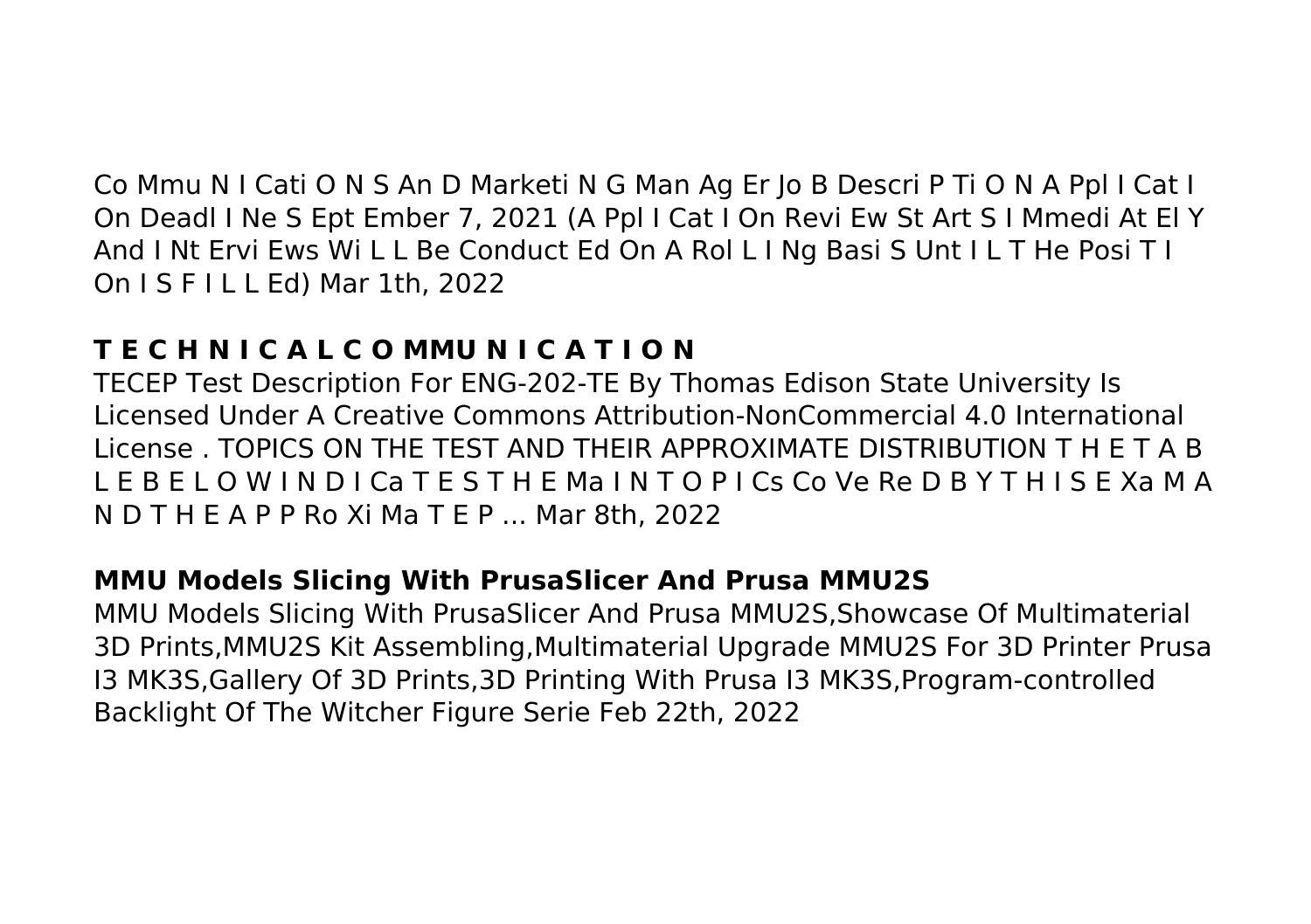Co Mmu N I Cati O N S An D Marketi N G Man Ag Er Jo B Descri P Ti O N A Ppl I Cat I On Deadl I Ne S Ept Ember 7, 2021 (A Ppl I Cat I On Revi Ew St Art S I Mmedi At El Y And I Nt Ervi Ews Wi L L Be Conduct Ed On A Rol L I Ng Basi S Unt I L T He Posi T I On I S F I L L Ed) Mar 1th, 2022

## T E C H N I C A L C O MMU N I C A T I O N

TECEP Test Description For ENG-202-TE By Thomas Edison State University Is Licensed Under A Creative Commons Attribution-NonCommercial 4.0 International License . TOPICS ON THE TEST AND THEIR APPROXIMATE DISTRIBUTION T H E T A B L E B E L O W I N D I Ca T E S T H E Ma I N T O P I Cs Co Ve Re D B Y T H I S E Xa M A N D T H E A P P Ro Xi Ma T E P ... Mar 8th, 2022

## MMU Models Slicing With PrusaSlicer And Prusa MMU2S

MMU Models Slicing With PrusaSlicer And Prusa MMU2S,Showcase Of Multimaterial 3D Prints,MMU2S Kit Assembling,Multimaterial Upgrade MMU2S For 3D Printer Prusa I3 MK3S,Gallery Of 3D Prints,3D Printing With Prusa I3 MK3S,Program-controlled Backlight Of The Witcher Figure Serie Feb 22th, 2022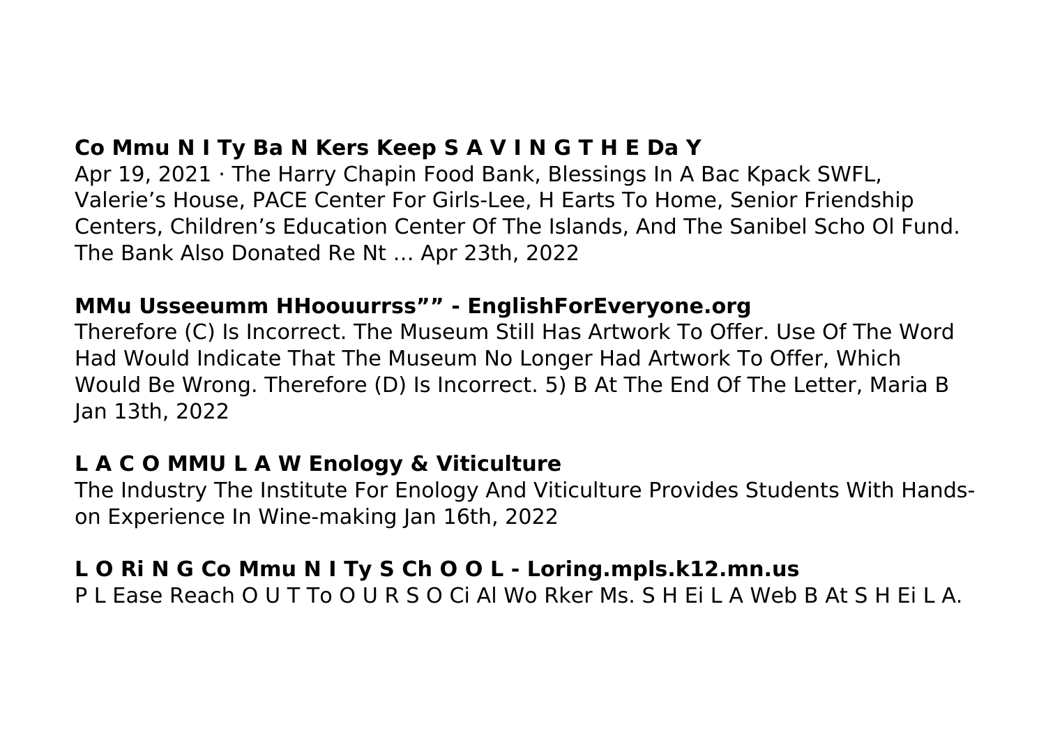**Co Mmu N I Ty Ba N Kers Keep S A V I N G T H E Da Y**

Apr 19, 2021 · The Harry Chapin Food Bank, Blessings In A Bac Kpack SWFL, Valerie's House, PACE Center For Girls-Lee, H Earts To Home, Senior Friendship Centers, Children's Education Center Of The Islands, And The Sanibel Scho Ol Fund. The Bank Also Donated Re Nt … Apr 23th, 2022

**MMu Usseeumm HHoouurrss"" - EnglishForEveryone.org**

Therefore (C) Is Incorrect. The Museum Still Has Artwork To Offer. Use Of The Word Had Would Indicate That The Museum No Longer Had Artwork To Offer, Which Would Be Wrong. Therefore (D) Is Incorrect. 5) B At The End Of The Letter, Maria B Jan 13th, 2022

**L A C O MMU L A W Enology & Viticulture**

The Industry The Institute For Enology And Viticulture Provides Students With Hands-on Experience In Wine-making Jan 16th, 2022

**L O Ri N G Co Mmu N I Ty S Ch O O L - Loring.mpls.k12.mn.us**

P L Ease Reach O U T To O U R S O Ci Al Wo Rker Ms. S H Ei L A Web B At S H Ei L A.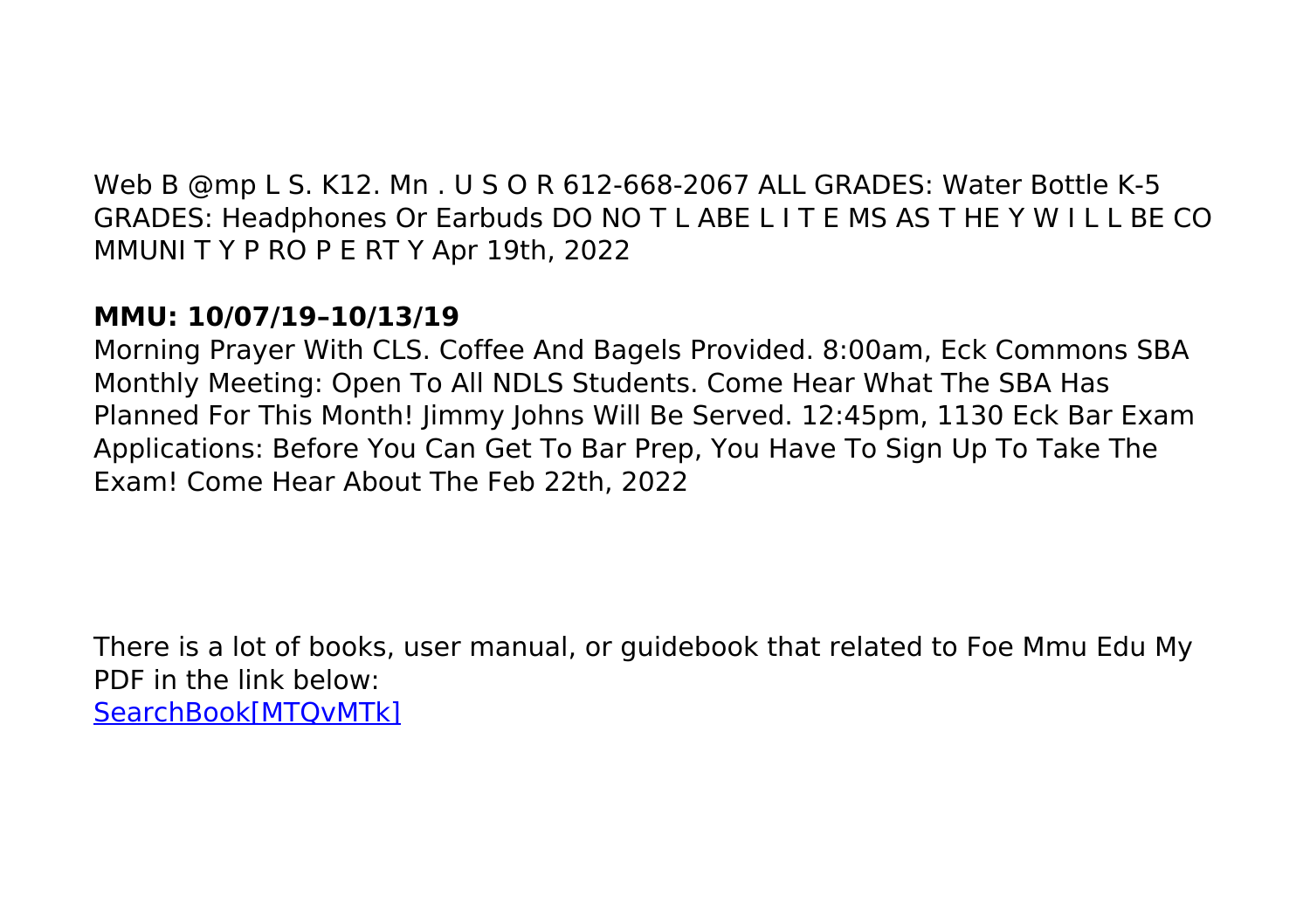Web B @mp L S. K12. Mn . U S O R 612-668-2067 ALL GRADES: Water Bottle K-5 GRADES: Headphones Or Earbuds DO NO T L ABE L I T E MS AS T HE Y W I L L BE CO MMUNI T Y P RO P E RT Y Apr 19th, 2022

**MMU: 10/07/19–10/13/19**

Morning Prayer With CLS. Coffee And Bagels Provided. 8:00am, Eck Commons SBA Monthly Meeting: Open To All NDLS Students. Come Hear What The SBA Has Planned For This Month! Jimmy Johns Will Be Served. 12:45pm, 1130 Eck Bar Exam Applications: Before You Can Get To Bar Prep, You Have To Sign Up To Take The Exam! Come Hear About The Feb 22th, 2022

There is a lot of books, user manual, or guidebook that related to Foe Mmu Edu My PDF in the link below:
[SearchBook[MTQvMTk]]